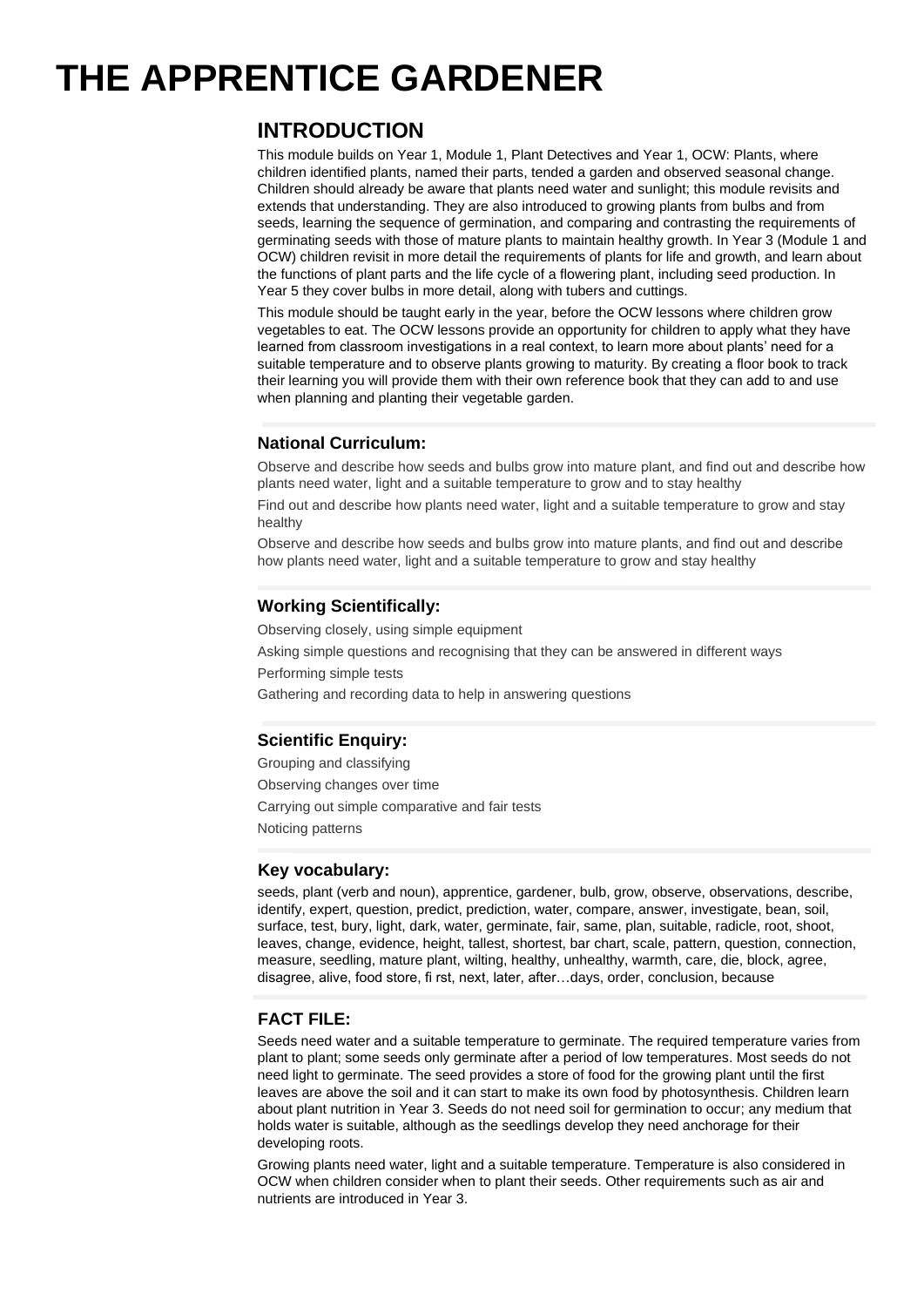# THE APPRENTICE GARDENER

## INTRODUCTION

This module builds on Year 1, Module 1, Plant Detectives and Year 1, OCW: Plants, where children identified plants, named their parts, tended a garden and observed seasonal change. Children should already be aware that plants need water and sunlight; this module revisits and extends that understanding. They are also introduced to growing plants from bulbs and from seeds, learning the sequence of germination, and comparing and contrasting the requirements of germinating seeds with those of mature plants to maintain healthy growth. In Year 3 (Module 1 and OCW) children revisit in more detail the requirements of plants for life and growth, and learn about the functions of plant parts and the life cycle of a flowering plant, including seed production. In Year 5 they cover bulbs in more detail, along with tubers and cuttings.

This module should be taught early in the year, before the OCW lessons where children grow vegetables to eat. The OCW lessons provide an opportunity for children to apply what they have learned from classroom investigations in a real context, to learn more about plants' need for a suitable temperature and to observe plants growing to maturity. By creating a floor book to track their learning you will provide them with their own reference book that they can add to and use when planning and planting their vegetable garden.

### National Curriculum:

Observe and describe how seeds and bulbs grow into mature plant, and find out and describe how plants need water, light and a suitable temperature to grow and to stay healthy

Find out and describe how plants need water, light and a suitable temperature to grow and stay healthy

Observe and describe how seeds and bulbs grow into mature plants, and find out and describe how plants need water, light and a suitable temperature to grow and stay healthy

### Working Scientifically:

Observing closely, using simple equipment

Asking simple questions and recognising that they can be answered in different ways

Performing simple tests

Gathering and recording data to help in answering questions

### Scientific Enquiry:

Grouping and classifying

Observing changes over time

Carrying out simple comparative and fair tests

Noticing patterns

### Key vocabulary:

seeds, plant (verb and noun), apprentice, gardener, bulb, grow, observe, observations, describe, identify, expert, question, predict, prediction, water, compare, answer, investigate, bean, soil, surface, test, bury, light, dark, water, germinate, fair, same, plan, suitable, radicle, root, shoot, leaves, change, evidence, height, tallest, shortest, bar chart, scale, pattern, question, connection, measure, seedling, mature plant, wilting, healthy, unhealthy, warmth, care, die, block, agree, disagree, alive, food store, fi rst, next, later, after…days, order, conclusion, because

### FACT FILE:

Seeds need water and a suitable temperature to germinate. The required temperature varies from plant to plant; some seeds only germinate after a period of low temperatures. Most seeds do not need light to germinate. The seed provides a store of food for the growing plant until the first leaves are above the soil and it can start to make its own food by photosynthesis. Children learn about plant nutrition in Year 3. Seeds do not need soil for germination to occur; any medium that holds water is suitable, although as the seedlings develop they need anchorage for their developing roots.

Growing plants need water, light and a suitable temperature. Temperature is also considered in OCW when children consider when to plant their seeds. Other requirements such as air and nutrients are introduced in Year 3.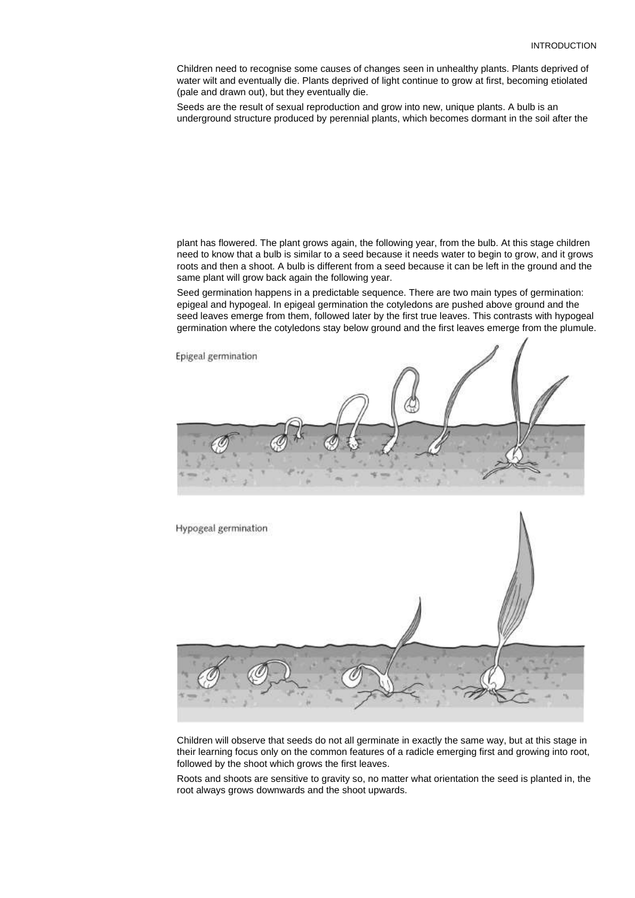Children need to recognise some causes of changes seen in unhealthy plants. Plants deprived of water wilt and eventually die. Plants deprived of light continue to grow at first, becoming etiolated (pale and drawn out), but they eventually die.

Seeds are the result of sexual reproduction and grow into new, unique plants. A bulb is an underground structure produced by perennial plants, which becomes dormant in the soil after the plant has flowered. The plant grows again, the following year, from the bulb. At this stage children need to know that a bulb is similar to a seed because it needs water to begin to grow, and it grows roots and then a shoot. A bulb is different from a seed because it can be left in the ground and the same plant will grow back again the following year.

Seed germination happens in a predictable sequence. There are two main types of germination: epigeal and hypogeal. In epigeal germination the cotyledons are pushed above ground and the seed leaves emerge from them, followed later by the first true leaves. This contrasts with hypogeal germination where the cotyledons stay below ground and the first leaves emerge from the plumule.

Epigeal germination

Hypogeal germination

Children will observe that seeds do not all germinate in exactly the same way, but at this stage in their learning focus only on the common features of a radicle emerging first and growing into root, followed by the shoot which grows the first leaves.

Roots and shoots are sensitive to gravity so, no matter what orientation the seed is planted in, the root always grows downwards and the shoot upwards.